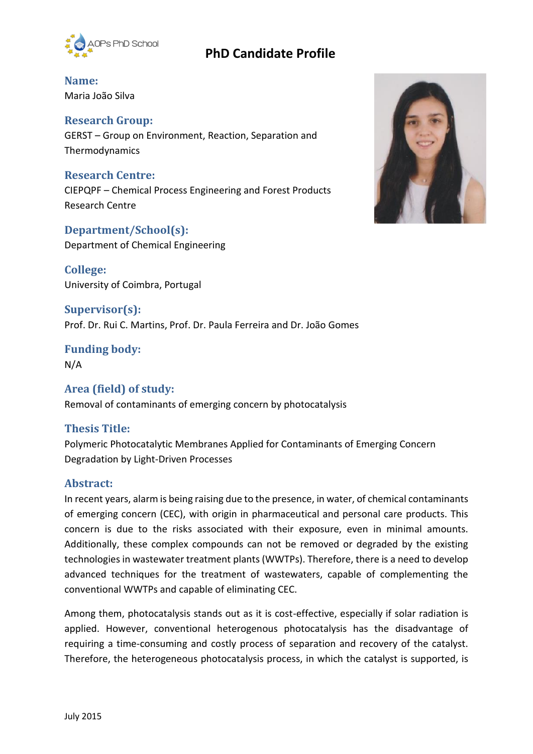AOPs PhD School

# PhD Candidate Profile

### Name:
Maria João Silva

### Research Group:
GERST – Group on Environment, Reaction, Separation and Thermodynamics

### Research Centre:
CIEPQPF – Chemical Process Engineering and Forest Products Research Centre

### Department/School(s):
Department of Chemical Engineering

### College:
University of Coimbra, Portugal

### Supervisor(s):
Prof. Dr. Rui C. Martins, Prof. Dr. Paula Ferreira and Dr. João Gomes

### Funding body:
N/A

### Area (field) of study:
Removal of contaminants of emerging concern by photocatalysis

### Thesis Title:
Polymeric Photocatalytic Membranes Applied for Contaminants of Emerging Concern Degradation by Light-Driven Processes

### Abstract:
In recent years, alarm is being raising due to the presence, in water, of chemical contaminants of emerging concern (CEC), with origin in pharmaceutical and personal care products. This concern is due to the risks associated with their exposure, even in minimal amounts. Additionally, these complex compounds can not be removed or degraded by the existing technologies in wastewater treatment plants (WWTPs). Therefore, there is a need to develop advanced techniques for the treatment of wastewaters, capable of complementing the conventional WWTPs and capable of eliminating CEC.

Among them, photocatalysis stands out as it is cost-effective, especially if solar radiation is applied. However, conventional heterogenous photocatalysis has the disadvantage of requiring a time-consuming and costly process of separation and recovery of the catalyst. Therefore, the heterogeneous photocatalysis process, in which the catalyst is supported, is

July 2015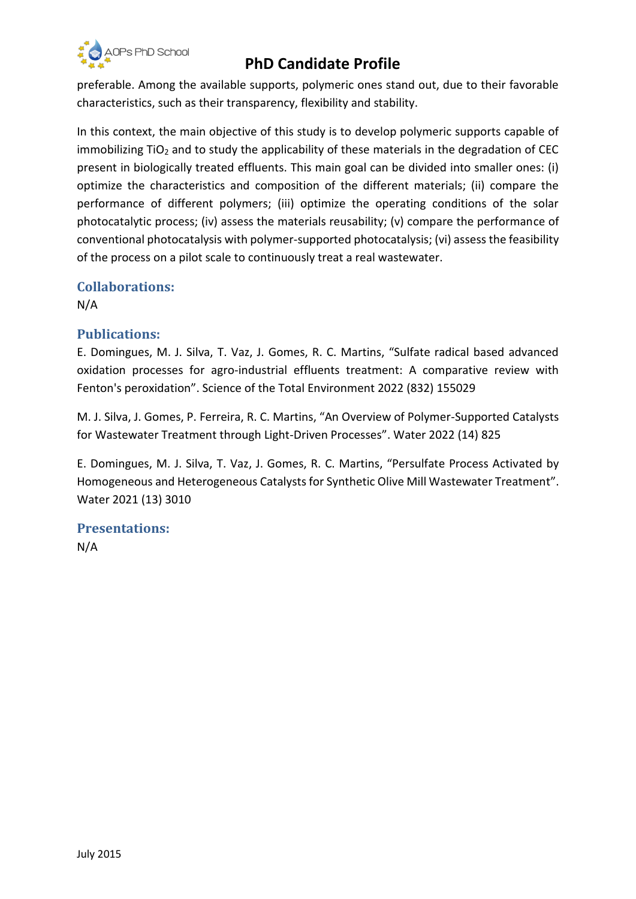preferable. Among the available supports, polymeric ones stand out, due to their favorable characteristics, such as their transparency, flexibility and stability.

In this context, the main objective of this study is to develop polymeric supports capable of immobilizing $TiO_2$ and to study the applicability of these materials in the degradation of CEC present in biologically treated effluents. This main goal can be divided into smaller ones: (i) optimize the characteristics and composition of the different materials; (ii) compare the performance of different polymers; (iii) optimize the operating conditions of the solar photocatalytic process; (iv) assess the materials reusability; (v) compare the performance of conventional photocatalysis with polymer-supported photocatalysis; (vi) assess the feasibility of the process on a pilot scale to continuously treat a real wastewater.

## Collaborations:

N/A

## Publications:

E. Domingues, M. J. Silva, T. Vaz, J. Gomes, R. C. Martins, "Sulfate radical based advanced oxidation processes for agro-industrial effluents treatment: A comparative review with Fenton's peroxidation". Science of the Total Environment 2022 (832) 155029

M. J. Silva, J. Gomes, P. Ferreira, R. C. Martins, "An Overview of Polymer-Supported Catalysts for Wastewater Treatment through Light-Driven Processes". Water 2022 (14) 825

E. Domingues, M. J. Silva, T. Vaz, J. Gomes, R. C. Martins, "Persulfate Process Activated by Homogeneous and Heterogeneous Catalysts for Synthetic Olive Mill Wastewater Treatment". Water 2021 (13) 3010

## Presentations:

N/A